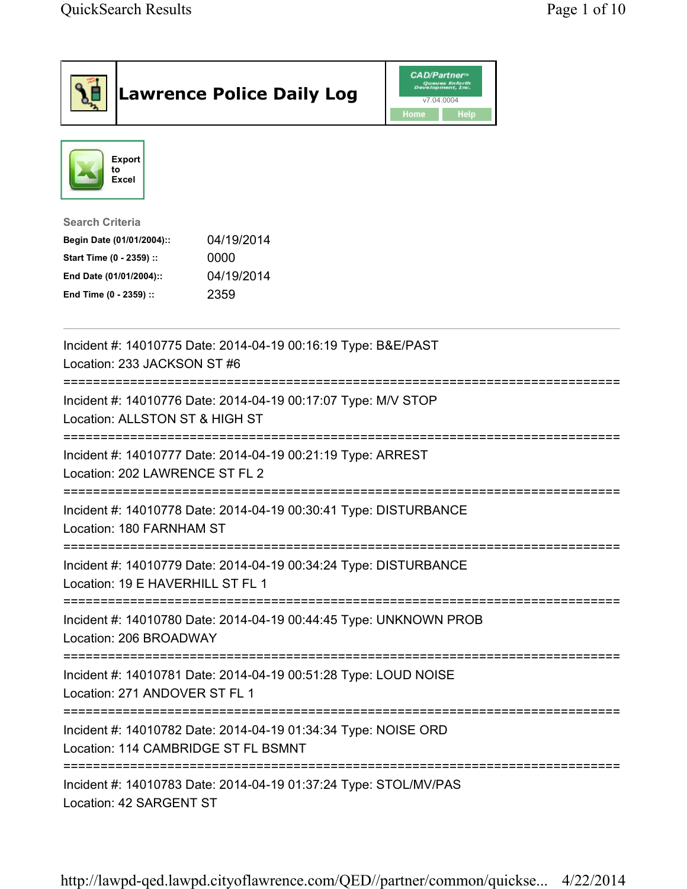# Lawrence Police Daily Log

CAD/Partner™ v7.04.0004

Home | Help

Export to Excel

**Search Criteria**

| | |
|---|---|
| **Begin Date (01/01/2004)::** | 04/19/2014 |
| **Start Time (0 - 2359) ::** | 0000 |
| **End Date (01/01/2004)::** | 04/19/2014 |
| **End Time (0 - 2359) ::** | 2359 |

---

Incident #: 14010775 Date: 2014-04-19 00:16:19 Type: B&E/PAST
Location: 233 JACKSON ST #6

===========================================================================

Incident #: 14010776 Date: 2014-04-19 00:17:07 Type: M/V STOP
Location: ALLSTON ST & HIGH ST

===========================================================================

Incident #: 14010777 Date: 2014-04-19 00:21:19 Type: ARREST
Location: 202 LAWRENCE ST FL 2

===========================================================================

Incident #: 14010778 Date: 2014-04-19 00:30:41 Type: DISTURBANCE
Location: 180 FARNHAM ST

===========================================================================

Incident #: 14010779 Date: 2014-04-19 00:34:24 Type: DISTURBANCE
Location: 19 E HAVERHILL ST FL 1

===========================================================================

Incident #: 14010780 Date: 2014-04-19 00:44:45 Type: UNKNOWN PROB
Location: 206 BROADWAY

===========================================================================

Incident #: 14010781 Date: 2014-04-19 00:51:28 Type: LOUD NOISE
Location: 271 ANDOVER ST FL 1

===========================================================================

Incident #: 14010782 Date: 2014-04-19 01:34:34 Type: NOISE ORD
Location: 114 CAMBRIDGE ST FL BSMNT

===========================================================================

Incident #: 14010783 Date: 2014-04-19 01:37:24 Type: STOL/MV/PAS
Location: 42 SARGENT ST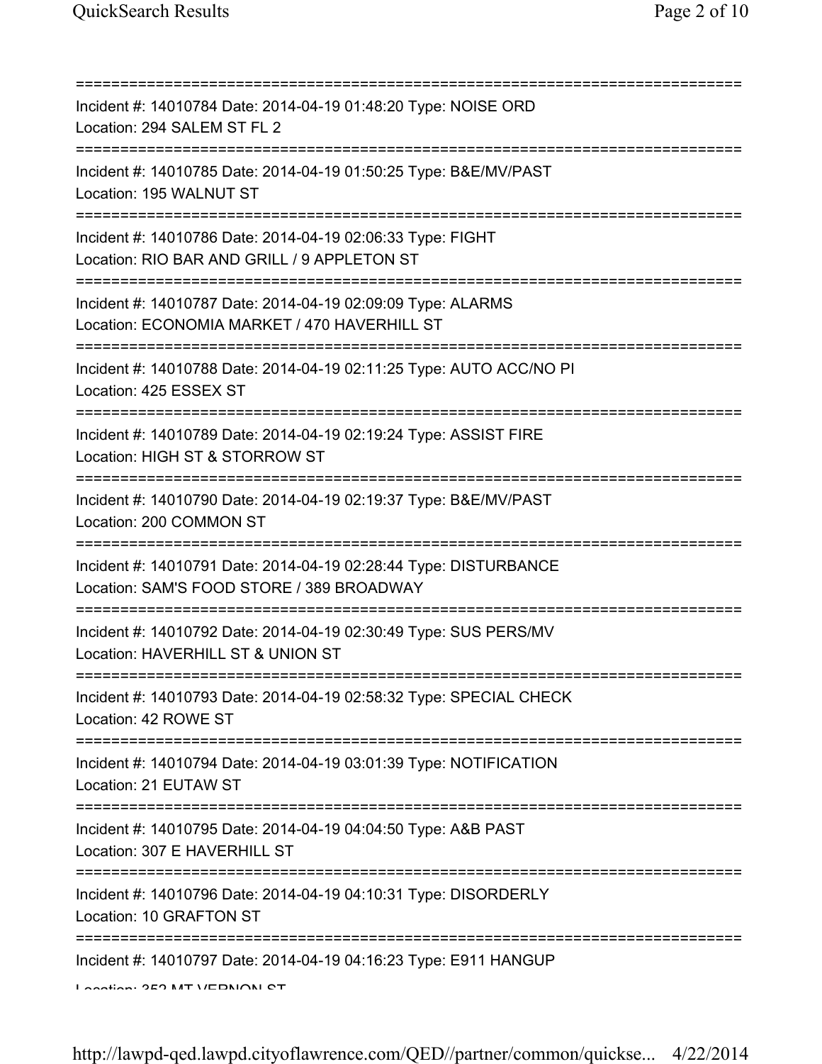===========================================================================
Incident #: 14010784 Date: 2014-04-19 01:48:20 Type: NOISE ORD
Location: 294 SALEM ST FL 2
===========================================================================
Incident #: 14010785 Date: 2014-04-19 01:50:25 Type: B&E/MV/PAST
Location: 195 WALNUT ST
===========================================================================
Incident #: 14010786 Date: 2014-04-19 02:06:33 Type: FIGHT
Location: RIO BAR AND GRILL / 9 APPLETON ST
===========================================================================
Incident #: 14010787 Date: 2014-04-19 02:09:09 Type: ALARMS
Location: ECONOMIA MARKET / 470 HAVERHILL ST
===========================================================================
Incident #: 14010788 Date: 2014-04-19 02:11:25 Type: AUTO ACC/NO PI
Location: 425 ESSEX ST
===========================================================================
Incident #: 14010789 Date: 2014-04-19 02:19:24 Type: ASSIST FIRE
Location: HIGH ST & STORROW ST
===========================================================================
Incident #: 14010790 Date: 2014-04-19 02:19:37 Type: B&E/MV/PAST
Location: 200 COMMON ST
===========================================================================
Incident #: 14010791 Date: 2014-04-19 02:28:44 Type: DISTURBANCE
Location: SAM'S FOOD STORE / 389 BROADWAY
===========================================================================
Incident #: 14010792 Date: 2014-04-19 02:30:49 Type: SUS PERS/MV
Location: HAVERHILL ST & UNION ST
===========================================================================
Incident #: 14010793 Date: 2014-04-19 02:58:32 Type: SPECIAL CHECK
Location: 42 ROWE ST
===========================================================================
Incident #: 14010794 Date: 2014-04-19 03:01:39 Type: NOTIFICATION
Location: 21 EUTAW ST
===========================================================================
Incident #: 14010795 Date: 2014-04-19 04:04:50 Type: A&B PAST
Location: 307 E HAVERHILL ST
===========================================================================
Incident #: 14010796 Date: 2014-04-19 04:10:31 Type: DISORDERLY
Location: 10 GRAFTON ST
===========================================================================
Incident #: 14010797 Date: 2014-04-19 04:16:23 Type: E911 HANGUP
Location: 352 MT VERNON ST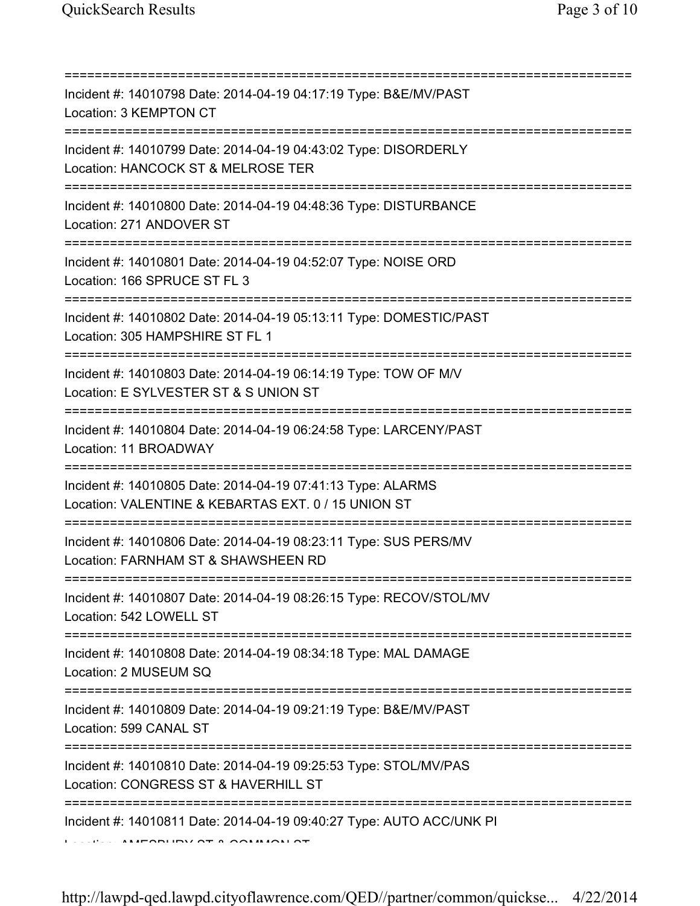===========================================================================
Incident #: 14010798 Date: 2014-04-19 04:17:19 Type: B&E/MV/PAST
Location: 3 KEMPTON CT
===========================================================================
Incident #: 14010799 Date: 2014-04-19 04:43:02 Type: DISORDERLY
Location: HANCOCK ST & MELROSE TER
===========================================================================
Incident #: 14010800 Date: 2014-04-19 04:48:36 Type: DISTURBANCE
Location: 271 ANDOVER ST
===========================================================================
Incident #: 14010801 Date: 2014-04-19 04:52:07 Type: NOISE ORD
Location: 166 SPRUCE ST FL 3
===========================================================================
Incident #: 14010802 Date: 2014-04-19 05:13:11 Type: DOMESTIC/PAST
Location: 305 HAMPSHIRE ST FL 1
===========================================================================
Incident #: 14010803 Date: 2014-04-19 06:14:19 Type: TOW OF M/V
Location: E SYLVESTER ST & S UNION ST
===========================================================================
Incident #: 14010804 Date: 2014-04-19 06:24:58 Type: LARCENY/PAST
Location: 11 BROADWAY
===========================================================================
Incident #: 14010805 Date: 2014-04-19 07:41:13 Type: ALARMS
Location: VALENTINE & KEBARTAS EXT. 0 / 15 UNION ST
===========================================================================
Incident #: 14010806 Date: 2014-04-19 08:23:11 Type: SUS PERS/MV
Location: FARNHAM ST & SHAWSHEEN RD
===========================================================================
Incident #: 14010807 Date: 2014-04-19 08:26:15 Type: RECOV/STOL/MV
Location: 542 LOWELL ST
===========================================================================
Incident #: 14010808 Date: 2014-04-19 08:34:18 Type: MAL DAMAGE
Location: 2 MUSEUM SQ
===========================================================================
Incident #: 14010809 Date: 2014-04-19 09:21:19 Type: B&E/MV/PAST
Location: 599 CANAL ST
===========================================================================
Incident #: 14010810 Date: 2014-04-19 09:25:53 Type: STOL/MV/PAS
Location: CONGRESS ST & HAVERHILL ST
===========================================================================
Incident #: 14010811 Date: 2014-04-19 09:40:27 Type: AUTO ACC/UNK PI
Location: AMESBURY ST & COMMON ST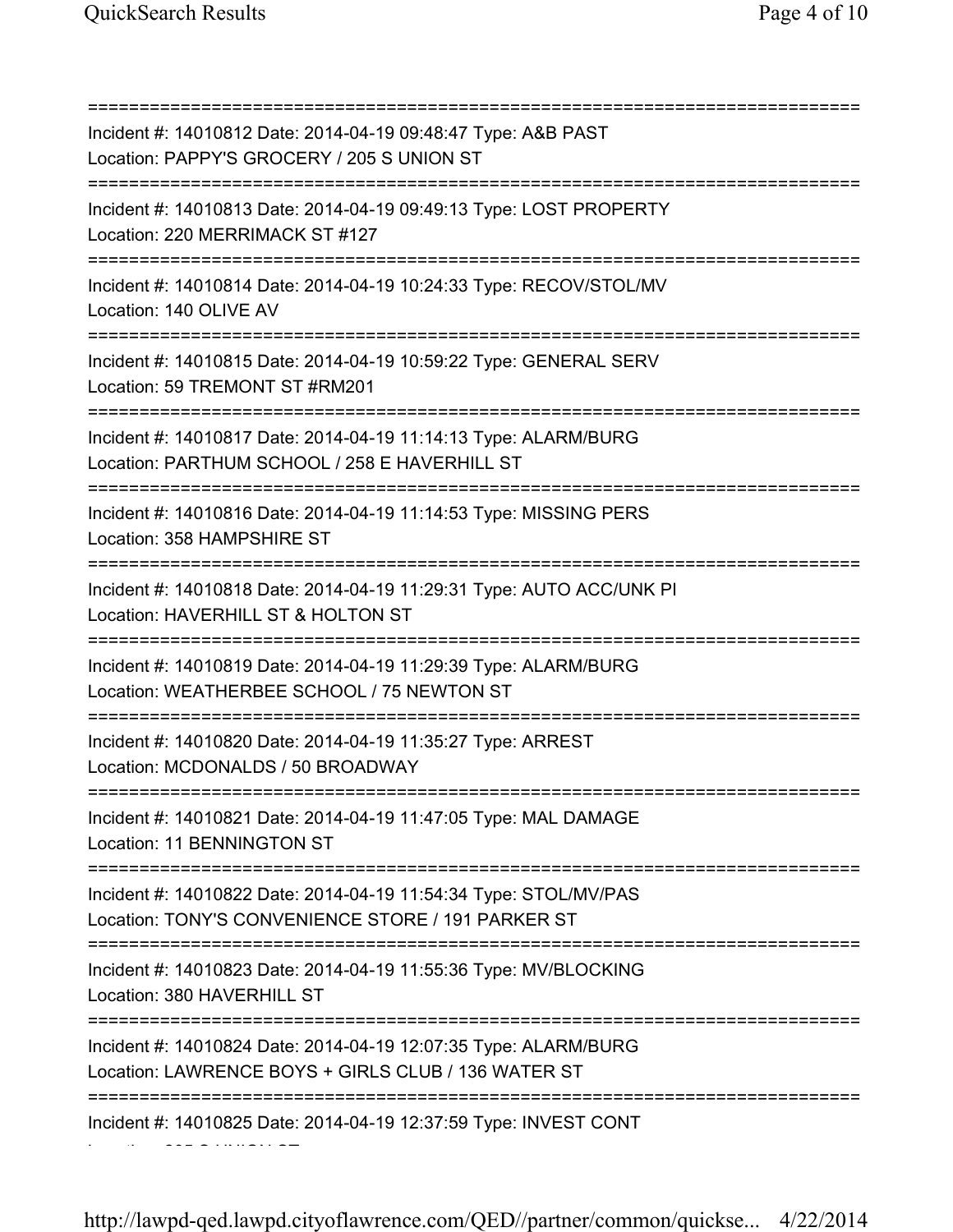===========================================================================

Incident #: 14010812 Date: 2014-04-19 09:48:47 Type: A&B PAST
Location: PAPPY'S GROCERY / 205 S UNION ST

===========================================================================

Incident #: 14010813 Date: 2014-04-19 09:49:13 Type: LOST PROPERTY
Location: 220 MERRIMACK ST #127

===========================================================================

Incident #: 14010814 Date: 2014-04-19 10:24:33 Type: RECOV/STOL/MV
Location: 140 OLIVE AV

===========================================================================

Incident #: 14010815 Date: 2014-04-19 10:59:22 Type: GENERAL SERV
Location: 59 TREMONT ST #RM201

===========================================================================

Incident #: 14010817 Date: 2014-04-19 11:14:13 Type: ALARM/BURG
Location: PARTHUM SCHOOL / 258 E HAVERHILL ST

===========================================================================

Incident #: 14010816 Date: 2014-04-19 11:14:53 Type: MISSING PERS
Location: 358 HAMPSHIRE ST

===========================================================================

Incident #: 14010818 Date: 2014-04-19 11:29:31 Type: AUTO ACC/UNK PI
Location: HAVERHILL ST & HOLTON ST

===========================================================================

Incident #: 14010819 Date: 2014-04-19 11:29:39 Type: ALARM/BURG
Location: WEATHERBEE SCHOOL / 75 NEWTON ST

===========================================================================

Incident #: 14010820 Date: 2014-04-19 11:35:27 Type: ARREST
Location: MCDONALDS / 50 BROADWAY

===========================================================================

Incident #: 14010821 Date: 2014-04-19 11:47:05 Type: MAL DAMAGE
Location: 11 BENNINGTON ST

===========================================================================

Incident #: 14010822 Date: 2014-04-19 11:54:34 Type: STOL/MV/PAS
Location: TONY'S CONVENIENCE STORE / 191 PARKER ST

===========================================================================

Incident #: 14010823 Date: 2014-04-19 11:55:36 Type: MV/BLOCKING
Location: 380 HAVERHILL ST

===========================================================================

Incident #: 14010824 Date: 2014-04-19 12:07:35 Type: ALARM/BURG
Location: LAWRENCE BOYS + GIRLS CLUB / 136 WATER ST

===========================================================================

Incident #: 14010825 Date: 2014-04-19 12:37:59 Type: INVEST CONT
Location: 205 S UNION ST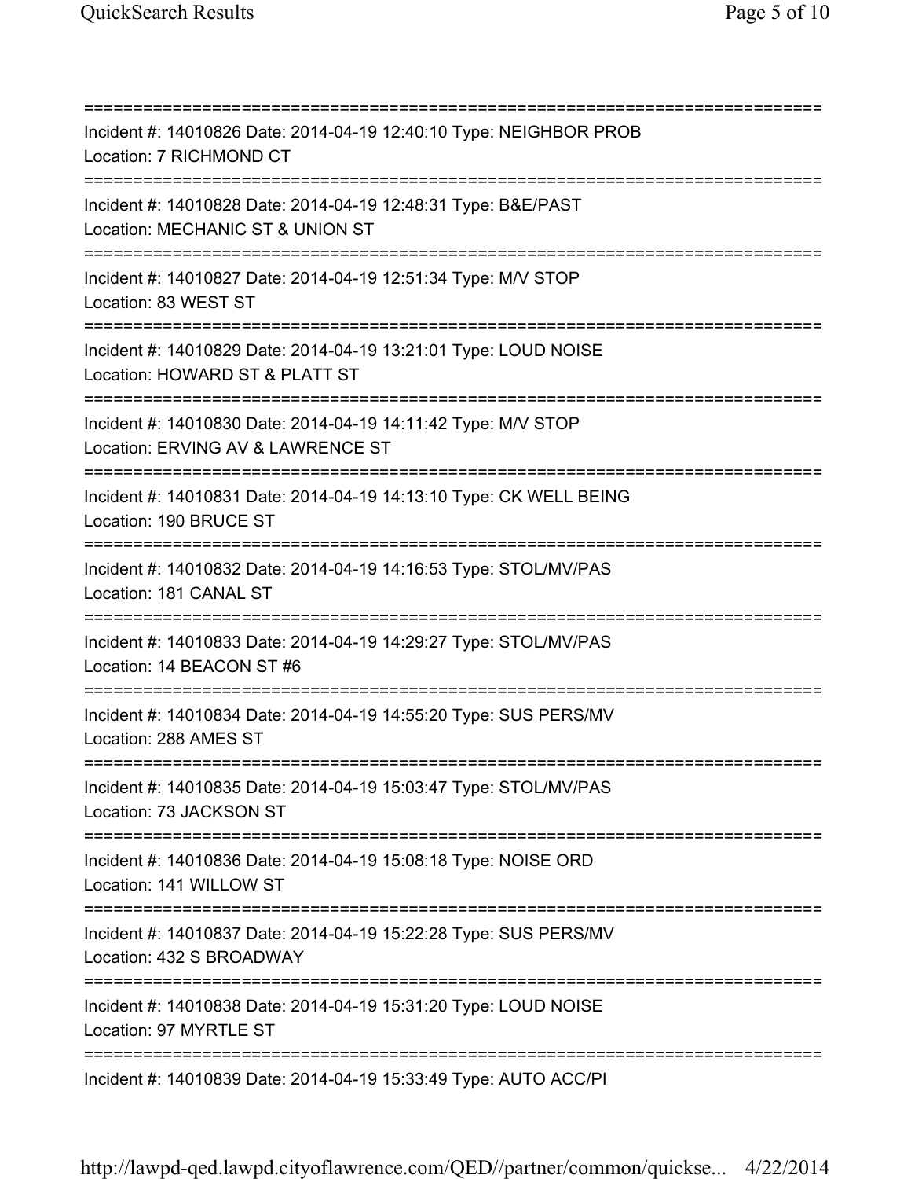==============================================================================
Incident #: 14010826 Date: 2014-04-19 12:40:10 Type: NEIGHBOR PROB
Location: 7 RICHMOND CT
==============================================================================
Incident #: 14010828 Date: 2014-04-19 12:48:31 Type: B&E/PAST
Location: MECHANIC ST & UNION ST
==============================================================================
Incident #: 14010827 Date: 2014-04-19 12:51:34 Type: M/V STOP
Location: 83 WEST ST
==============================================================================
Incident #: 14010829 Date: 2014-04-19 13:21:01 Type: LOUD NOISE
Location: HOWARD ST & PLATT ST
==============================================================================
Incident #: 14010830 Date: 2014-04-19 14:11:42 Type: M/V STOP
Location: ERVING AV & LAWRENCE ST
==============================================================================
Incident #: 14010831 Date: 2014-04-19 14:13:10 Type: CK WELL BEING
Location: 190 BRUCE ST
==============================================================================
Incident #: 14010832 Date: 2014-04-19 14:16:53 Type: STOL/MV/PAS
Location: 181 CANAL ST
==============================================================================
Incident #: 14010833 Date: 2014-04-19 14:29:27 Type: STOL/MV/PAS
Location: 14 BEACON ST #6
==============================================================================
Incident #: 14010834 Date: 2014-04-19 14:55:20 Type: SUS PERS/MV
Location: 288 AMES ST
==============================================================================
Incident #: 14010835 Date: 2014-04-19 15:03:47 Type: STOL/MV/PAS
Location: 73 JACKSON ST
==============================================================================
Incident #: 14010836 Date: 2014-04-19 15:08:18 Type: NOISE ORD
Location: 141 WILLOW ST
==============================================================================
Incident #: 14010837 Date: 2014-04-19 15:22:28 Type: SUS PERS/MV
Location: 432 S BROADWAY
==============================================================================
Incident #: 14010838 Date: 2014-04-19 15:31:20 Type: LOUD NOISE
Location: 97 MYRTLE ST
==============================================================================
Incident #: 14010839 Date: 2014-04-19 15:33:49 Type: AUTO ACC/PI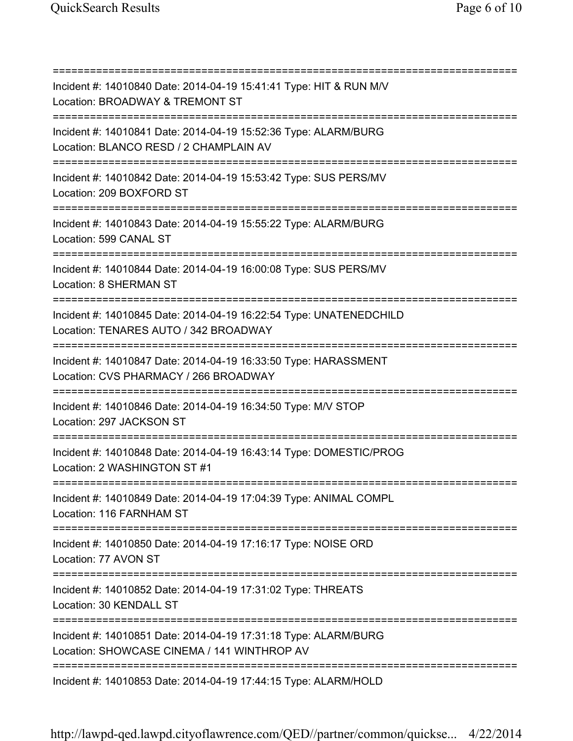===========================================================================

Incident #: 14010840 Date: 2014-04-19 15:41:41 Type: HIT & RUN M/V
Location: BROADWAY & TREMONT ST

===========================================================================

Incident #: 14010841 Date: 2014-04-19 15:52:36 Type: ALARM/BURG
Location: BLANCO RESD / 2 CHAMPLAIN AV

===========================================================================

Incident #: 14010842 Date: 2014-04-19 15:53:42 Type: SUS PERS/MV
Location: 209 BOXFORD ST

===========================================================================

Incident #: 14010843 Date: 2014-04-19 15:55:22 Type: ALARM/BURG
Location: 599 CANAL ST

===========================================================================

Incident #: 14010844 Date: 2014-04-19 16:00:08 Type: SUS PERS/MV
Location: 8 SHERMAN ST

===========================================================================

Incident #: 14010845 Date: 2014-04-19 16:22:54 Type: UNATENEDCHILD
Location: TENARES AUTO / 342 BROADWAY

===========================================================================

Incident #: 14010847 Date: 2014-04-19 16:33:50 Type: HARASSMENT
Location: CVS PHARMACY / 266 BROADWAY

===========================================================================

Incident #: 14010846 Date: 2014-04-19 16:34:50 Type: M/V STOP
Location: 297 JACKSON ST

===========================================================================

Incident #: 14010848 Date: 2014-04-19 16:43:14 Type: DOMESTIC/PROG
Location: 2 WASHINGTON ST #1

===========================================================================

Incident #: 14010849 Date: 2014-04-19 17:04:39 Type: ANIMAL COMPL
Location: 116 FARNHAM ST

===========================================================================

Incident #: 14010850 Date: 2014-04-19 17:16:17 Type: NOISE ORD
Location: 77 AVON ST

===========================================================================

Incident #: 14010852 Date: 2014-04-19 17:31:02 Type: THREATS
Location: 30 KENDALL ST

===========================================================================

Incident #: 14010851 Date: 2014-04-19 17:31:18 Type: ALARM/BURG
Location: SHOWCASE CINEMA / 141 WINTHROP AV

===========================================================================

Incident #: 14010853 Date: 2014-04-19 17:44:15 Type: ALARM/HOLD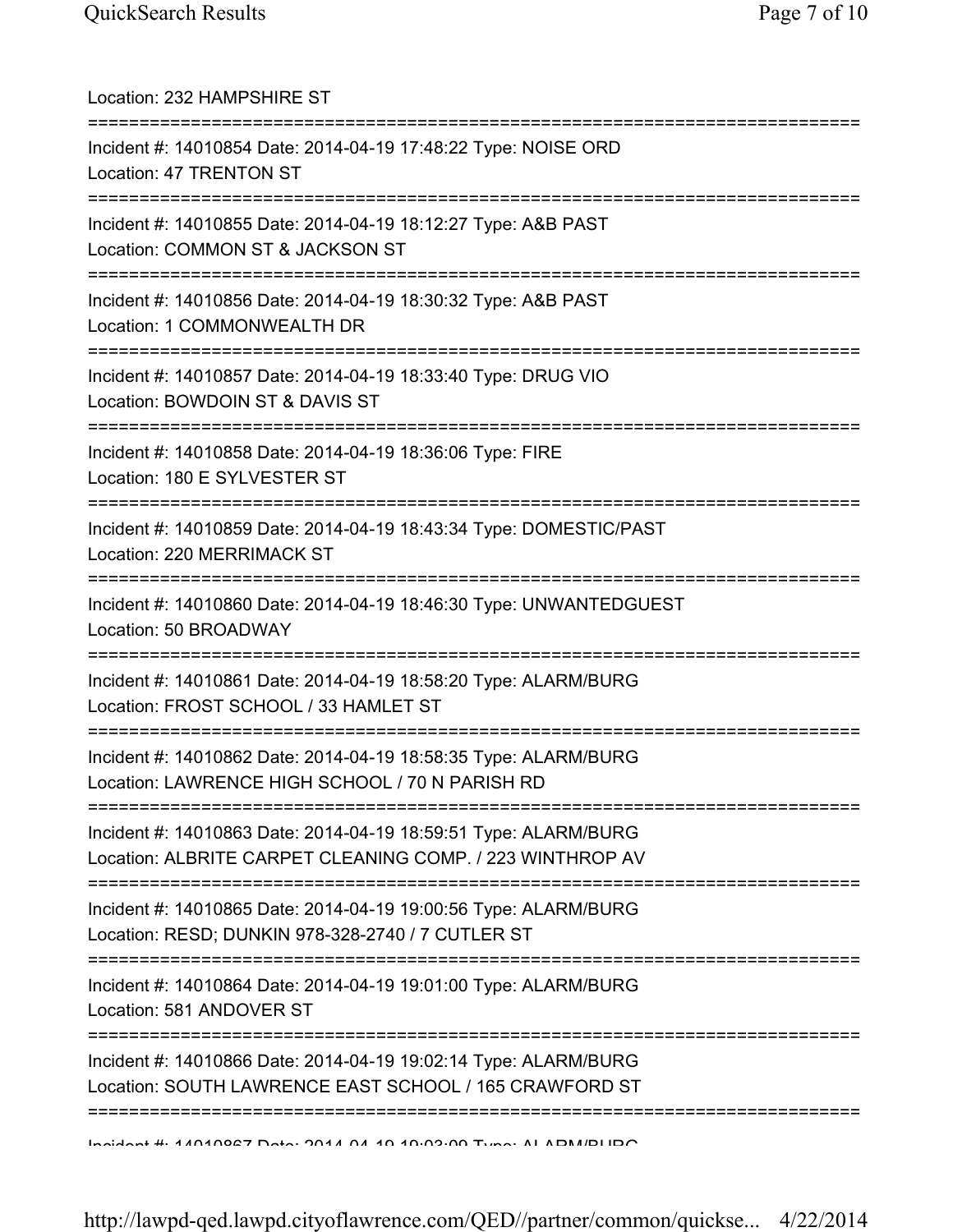Location: 232 HAMPSHIRE ST

===========================================================================

Incident #: 14010854 Date: 2014-04-19 17:48:22 Type: NOISE ORD
Location: 47 TRENTON ST

===========================================================================

Incident #: 14010855 Date: 2014-04-19 18:12:27 Type: A&B PAST
Location: COMMON ST & JACKSON ST

===========================================================================

Incident #: 14010856 Date: 2014-04-19 18:30:32 Type: A&B PAST
Location: 1 COMMONWEALTH DR

===========================================================================

Incident #: 14010857 Date: 2014-04-19 18:33:40 Type: DRUG VIO
Location: BOWDOIN ST & DAVIS ST

===========================================================================

Incident #: 14010858 Date: 2014-04-19 18:36:06 Type: FIRE
Location: 180 E SYLVESTER ST

===========================================================================

Incident #: 14010859 Date: 2014-04-19 18:43:34 Type: DOMESTIC/PAST
Location: 220 MERRIMACK ST

===========================================================================

Incident #: 14010860 Date: 2014-04-19 18:46:30 Type: UNWANTEDGUEST
Location: 50 BROADWAY

===========================================================================

Incident #: 14010861 Date: 2014-04-19 18:58:20 Type: ALARM/BURG
Location: FROST SCHOOL / 33 HAMLET ST

===========================================================================

Incident #: 14010862 Date: 2014-04-19 18:58:35 Type: ALARM/BURG
Location: LAWRENCE HIGH SCHOOL / 70 N PARISH RD

===========================================================================

Incident #: 14010863 Date: 2014-04-19 18:59:51 Type: ALARM/BURG
Location: ALBRITE CARPET CLEANING COMP. / 223 WINTHROP AV

===========================================================================

Incident #: 14010865 Date: 2014-04-19 19:00:56 Type: ALARM/BURG
Location: RESD; DUNKIN 978-328-2740 / 7 CUTLER ST

===========================================================================

Incident #: 14010864 Date: 2014-04-19 19:01:00 Type: ALARM/BURG
Location: 581 ANDOVER ST

===========================================================================

Incident #: 14010866 Date: 2014-04-19 19:02:14 Type: ALARM/BURG
Location: SOUTH LAWRENCE EAST SCHOOL / 165 CRAWFORD ST

===========================================================================

Incident #: 14010867 Date: 2014-04-19 19:03:09 Type: ALARM/BURG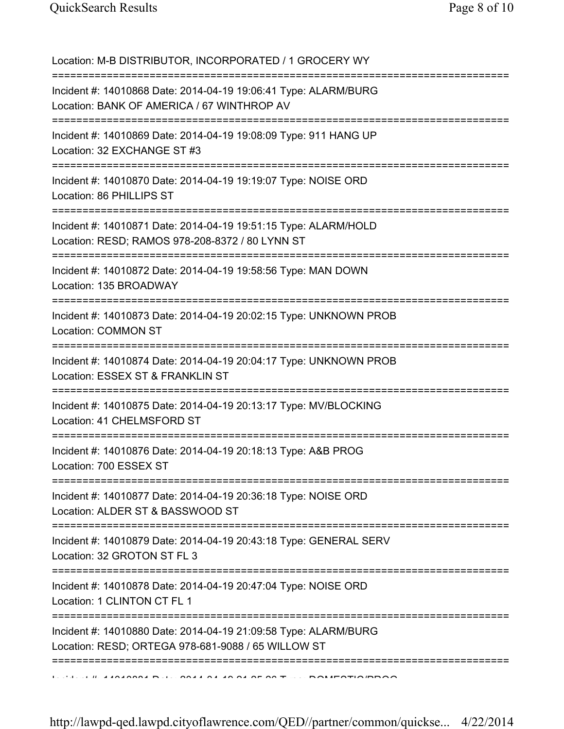Location: M-B DISTRIBUTOR, INCORPORATED / 1 GROCERY WY

===========================================================================

Incident #: 14010868 Date: 2014-04-19 19:06:41 Type: ALARM/BURG
Location: BANK OF AMERICA / 67 WINTHROP AV

===========================================================================

Incident #: 14010869 Date: 2014-04-19 19:08:09 Type: 911 HANG UP
Location: 32 EXCHANGE ST #3

===========================================================================

Incident #: 14010870 Date: 2014-04-19 19:19:07 Type: NOISE ORD
Location: 86 PHILLIPS ST

===========================================================================

Incident #: 14010871 Date: 2014-04-19 19:51:15 Type: ALARM/HOLD
Location: RESD; RAMOS 978-208-8372 / 80 LYNN ST

===========================================================================

Incident #: 14010872 Date: 2014-04-19 19:58:56 Type: MAN DOWN
Location: 135 BROADWAY

===========================================================================

Incident #: 14010873 Date: 2014-04-19 20:02:15 Type: UNKNOWN PROB
Location: COMMON ST

===========================================================================

Incident #: 14010874 Date: 2014-04-19 20:04:17 Type: UNKNOWN PROB
Location: ESSEX ST & FRANKLIN ST

===========================================================================

Incident #: 14010875 Date: 2014-04-19 20:13:17 Type: MV/BLOCKING
Location: 41 CHELMSFORD ST

===========================================================================

Incident #: 14010876 Date: 2014-04-19 20:18:13 Type: A&B PROG
Location: 700 ESSEX ST

===========================================================================

Incident #: 14010877 Date: 2014-04-19 20:36:18 Type: NOISE ORD
Location: ALDER ST & BASSWOOD ST

===========================================================================

Incident #: 14010879 Date: 2014-04-19 20:43:18 Type: GENERAL SERV
Location: 32 GROTON ST FL 3

===========================================================================

Incident #: 14010878 Date: 2014-04-19 20:47:04 Type: NOISE ORD
Location: 1 CLINTON CT FL 1

===========================================================================

Incident #: 14010880 Date: 2014-04-19 21:09:58 Type: ALARM/BURG
Location: RESD; ORTEGA 978-681-9088 / 65 WILLOW ST

===========================================================================

Incident #: 14010881 Date: 2014-04-19 21:25:26 Type: DOMESTIC/PROG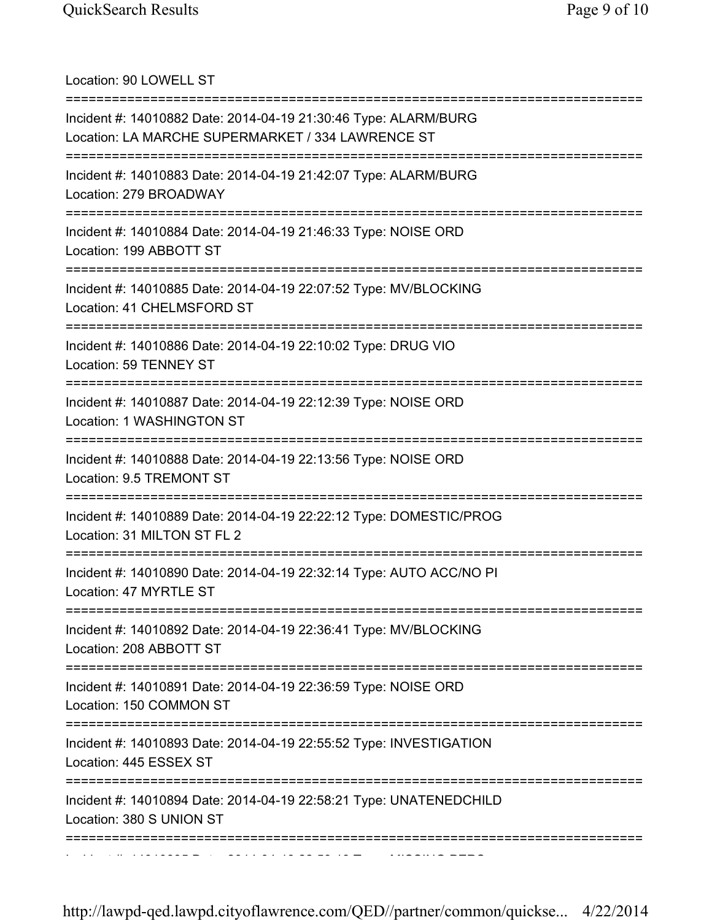Location: 90 LOWELL ST

===========================================================================

Incident #: 14010882 Date: 2014-04-19 21:30:46 Type: ALARM/BURG
Location: LA MARCHE SUPERMARKET / 334 LAWRENCE ST

===========================================================================

Incident #: 14010883 Date: 2014-04-19 21:42:07 Type: ALARM/BURG
Location: 279 BROADWAY

===========================================================================

Incident #: 14010884 Date: 2014-04-19 21:46:33 Type: NOISE ORD
Location: 199 ABBOTT ST

===========================================================================

Incident #: 14010885 Date: 2014-04-19 22:07:52 Type: MV/BLOCKING
Location: 41 CHELMSFORD ST

===========================================================================

Incident #: 14010886 Date: 2014-04-19 22:10:02 Type: DRUG VIO
Location: 59 TENNEY ST

===========================================================================

Incident #: 14010887 Date: 2014-04-19 22:12:39 Type: NOISE ORD
Location: 1 WASHINGTON ST

===========================================================================

Incident #: 14010888 Date: 2014-04-19 22:13:56 Type: NOISE ORD
Location: 9.5 TREMONT ST

===========================================================================

Incident #: 14010889 Date: 2014-04-19 22:22:12 Type: DOMESTIC/PROG
Location: 31 MILTON ST FL 2

===========================================================================

Incident #: 14010890 Date: 2014-04-19 22:32:14 Type: AUTO ACC/NO PI
Location: 47 MYRTLE ST

===========================================================================

Incident #: 14010892 Date: 2014-04-19 22:36:41 Type: MV/BLOCKING
Location: 208 ABBOTT ST

===========================================================================

Incident #: 14010891 Date: 2014-04-19 22:36:59 Type: NOISE ORD
Location: 150 COMMON ST

===========================================================================

Incident #: 14010893 Date: 2014-04-19 22:55:52 Type: INVESTIGATION
Location: 445 ESSEX ST

===========================================================================

Incident #: 14010894 Date: 2014-04-19 22:58:21 Type: UNATENEDCHILD
Location: 380 S UNION ST

===========================================================================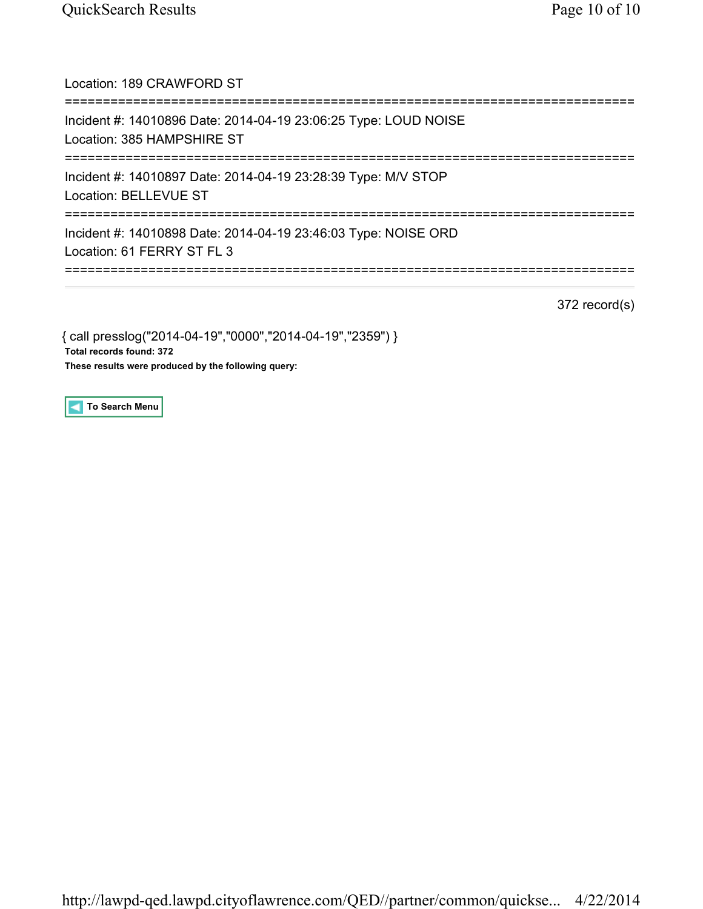Location: 189 CRAWFORD ST

===========================================================================

Incident #: 14010896 Date: 2014-04-19 23:06:25 Type: LOUD NOISE

Location: 385 HAMPSHIRE ST

===========================================================================

Incident #: 14010897 Date: 2014-04-19 23:28:39 Type: M/V STOP

Location: BELLEVUE ST

===========================================================================

Incident #: 14010898 Date: 2014-04-19 23:46:03 Type: NOISE ORD

Location: 61 FERRY ST FL 3

===========================================================================

372 record(s)

{ call presslog("2014-04-19","0000","2014-04-19","2359") }

**Total records found: 372**

**These results were produced by the following query:**

To Search Menu